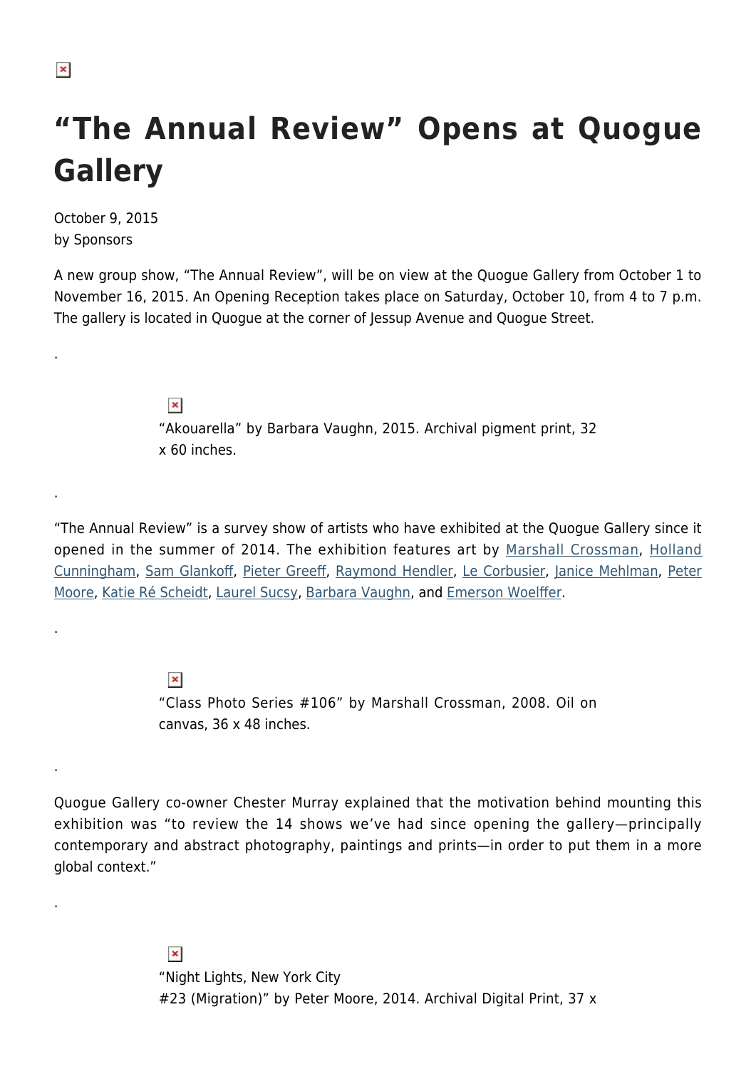# "The Annual Review" Opens at Quogue Gallery

October 9, 2015
by Sponsors

A new group show, "The Annual Review", will be on view at the Quogue Gallery from October 1 to November 16, 2015. An Opening Reception takes place on Saturday, October 10, from 4 to 7 p.m. The gallery is located in Quogue at the corner of Jessup Avenue and Quogue Street.

.

"Akouarella" by Barbara Vaughn, 2015. Archival pigment print, 32 x 60 inches.

.

"The Annual Review" is a survey show of artists who have exhibited at the Quogue Gallery since it opened in the summer of 2014. The exhibition features art by Marshall Crossman, Holland Cunningham, Sam Glankoff, Pieter Greeff, Raymond Hendler, Le Corbusier, Janice Mehlman, Peter Moore, Katie Ré Scheidt, Laurel Sucsy, Barbara Vaughn, and Emerson Woelffer.

.

"Class Photo Series #106" by Marshall Crossman, 2008. Oil on canvas, 36 x 48 inches.

.

Quogue Gallery co-owner Chester Murray explained that the motivation behind mounting this exhibition was "to review the 14 shows we've had since opening the gallery—principally contemporary and abstract photography, paintings and prints—in order to put them in a more global context."

.

"Night Lights, New York City #23 (Migration)" by Peter Moore, 2014. Archival Digital Print, 37 x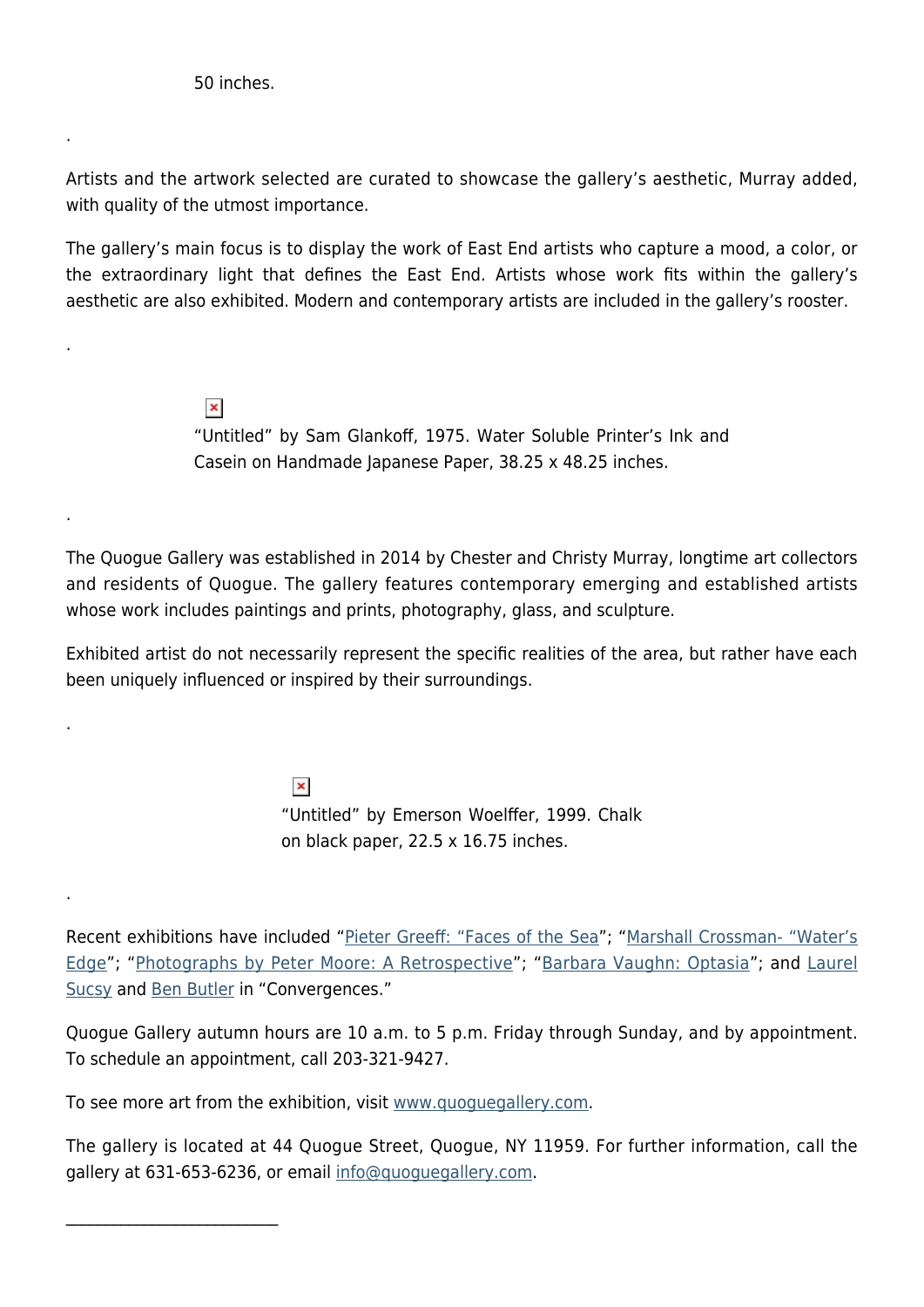50 inches.

.

Artists and the artwork selected are curated to showcase the gallery's aesthetic, Murray added, with quality of the utmost importance.

The gallery's main focus is to display the work of East End artists who capture a mood, a color, or the extraordinary light that defines the East End. Artists whose work fits within the gallery's aesthetic are also exhibited. Modern and contemporary artists are included in the gallery's rooster.

.

"Untitled" by Sam Glankoff, 1975. Water Soluble Printer's Ink and Casein on Handmade Japanese Paper, 38.25 x 48.25 inches.

.

The Quogue Gallery was established in 2014 by Chester and Christy Murray, longtime art collectors and residents of Quogue. The gallery features contemporary emerging and established artists whose work includes paintings and prints, photography, glass, and sculpture.

Exhibited artist do not necessarily represent the specific realities of the area, but rather have each been uniquely influenced or inspired by their surroundings.

.

"Untitled" by Emerson Woelffer, 1999. Chalk on black paper, 22.5 x 16.75 inches.

.

Recent exhibitions have included "Pieter Greeff: "Faces of the Sea"; "Marshall Crossman- "Water's Edge"; "Photographs by Peter Moore: A Retrospective"; "Barbara Vaughn: Optasia"; and Laurel Sucsy and Ben Butler in "Convergences."

Quogue Gallery autumn hours are 10 a.m. to 5 p.m. Friday through Sunday, and by appointment. To schedule an appointment, call 203-321-9427.

To see more art from the exhibition, visit www.quoguegallery.com.

The gallery is located at 44 Quogue Street, Quogue, NY 11959. For further information, call the gallery at 631-653-6236, or email info@quoguegallery.com.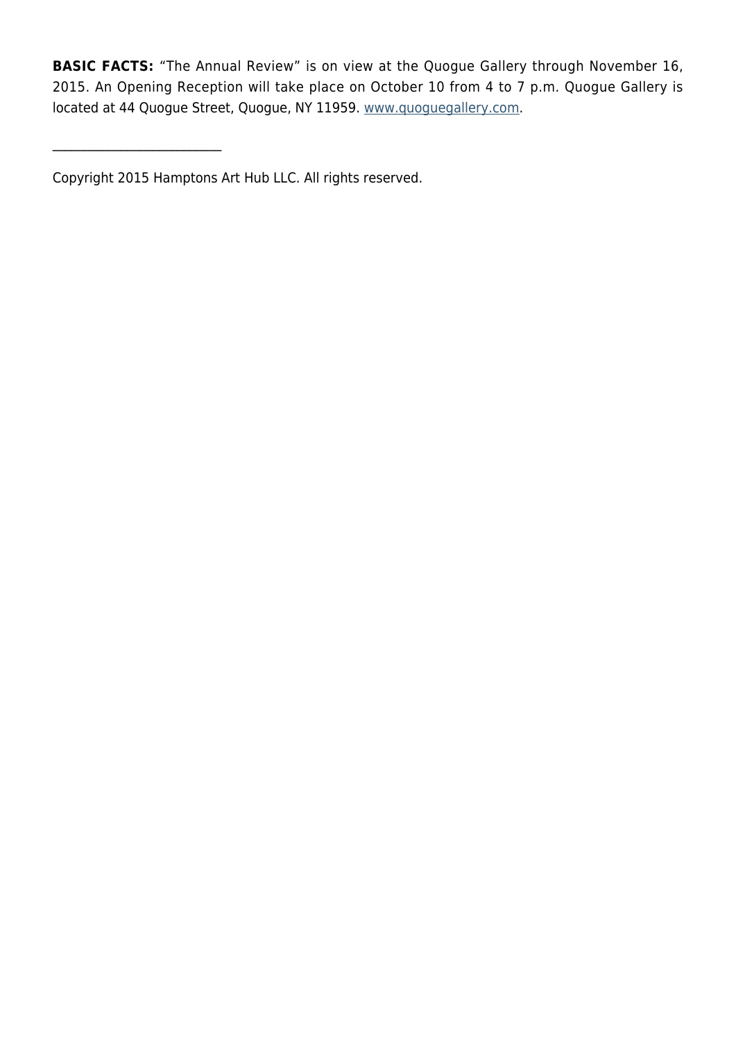**BASIC FACTS:** "The Annual Review" is on view at the Quogue Gallery through November 16, 2015. An Opening Reception will take place on October 10 from 4 to 7 p.m. Quogue Gallery is located at 44 Quogue Street, Quogue, NY 11959. [www.quoguegallery.com](http://www.quoguegallery.com).

---

Copyright 2015 Hamptons Art Hub LLC. All rights reserved.